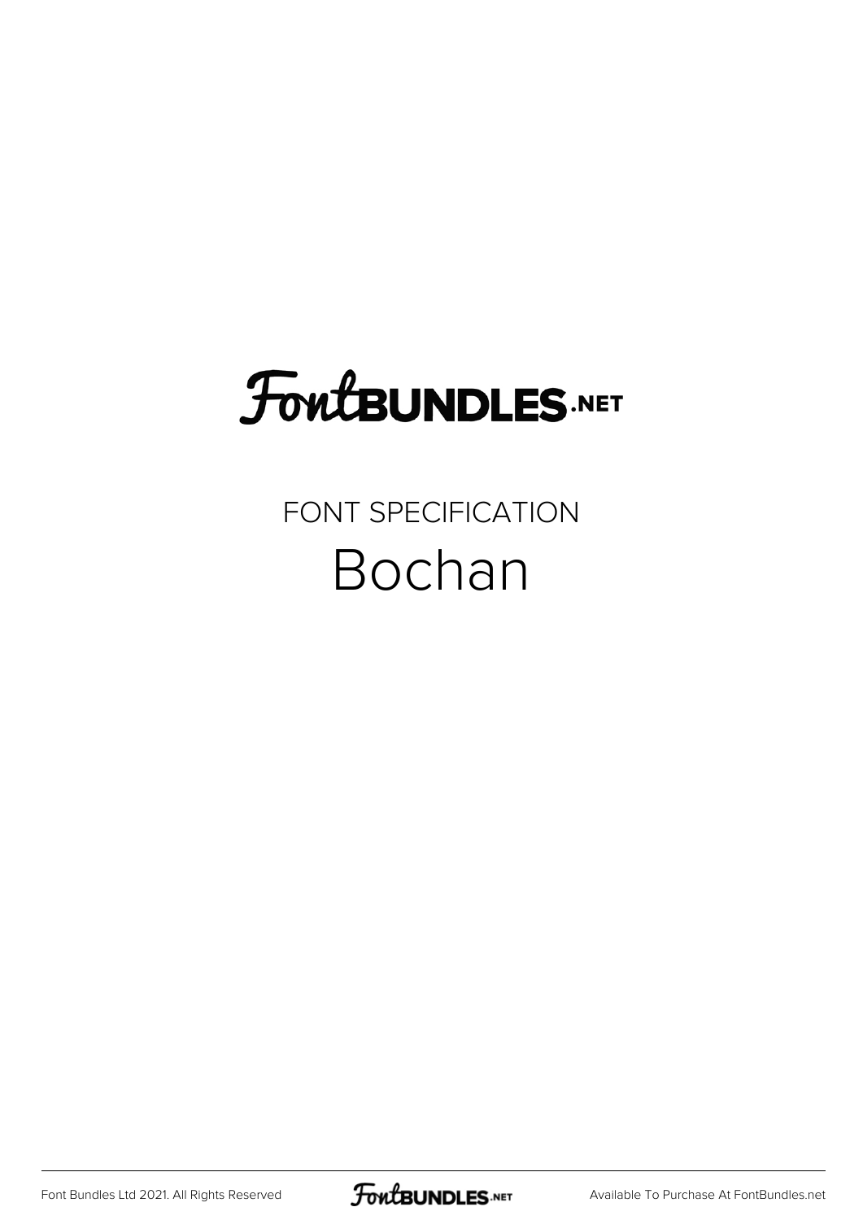FontBUNDLES.NET

FONT SPECIFICATION

# Bochan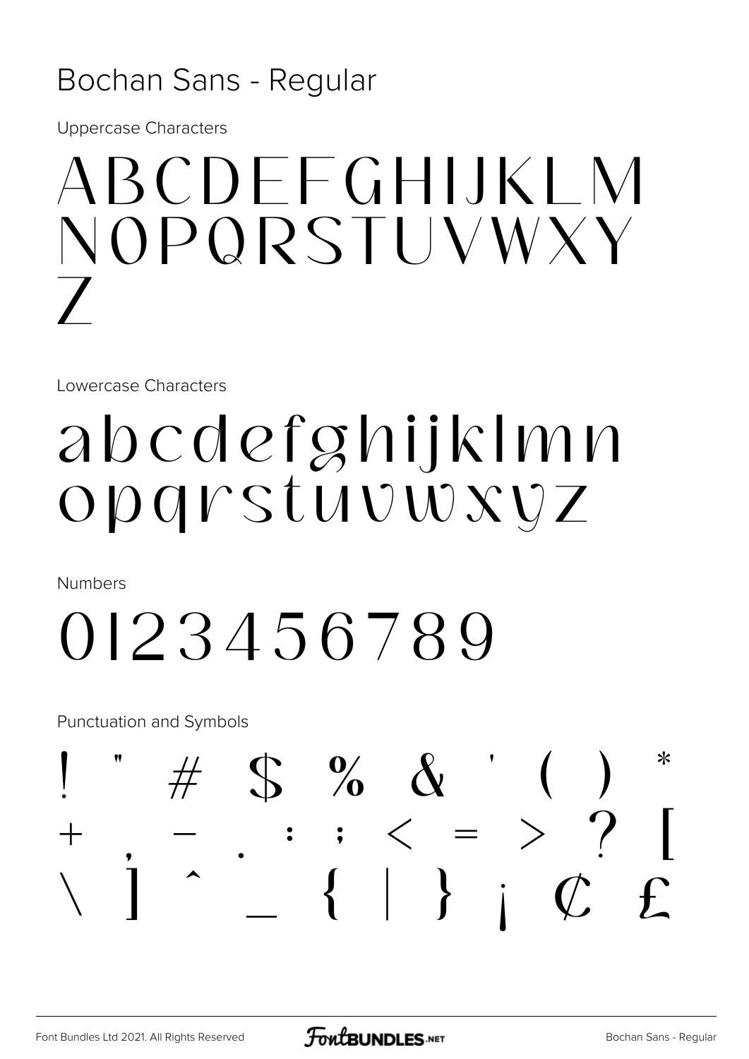# Bochan Sans - Regular

Uppercase Characters

ABCDEFGHIJKLM
NOPQRSTUVWXY
Z

Lowercase Characters

abcdefghijklmn
opqrstuvwxyz

Numbers

0123456789

Punctuation and Symbols

! " # $ % & ' ( ) *
+ , - . : ; < = > ? [
\ ] ^ _ { | } ¡ ¢ £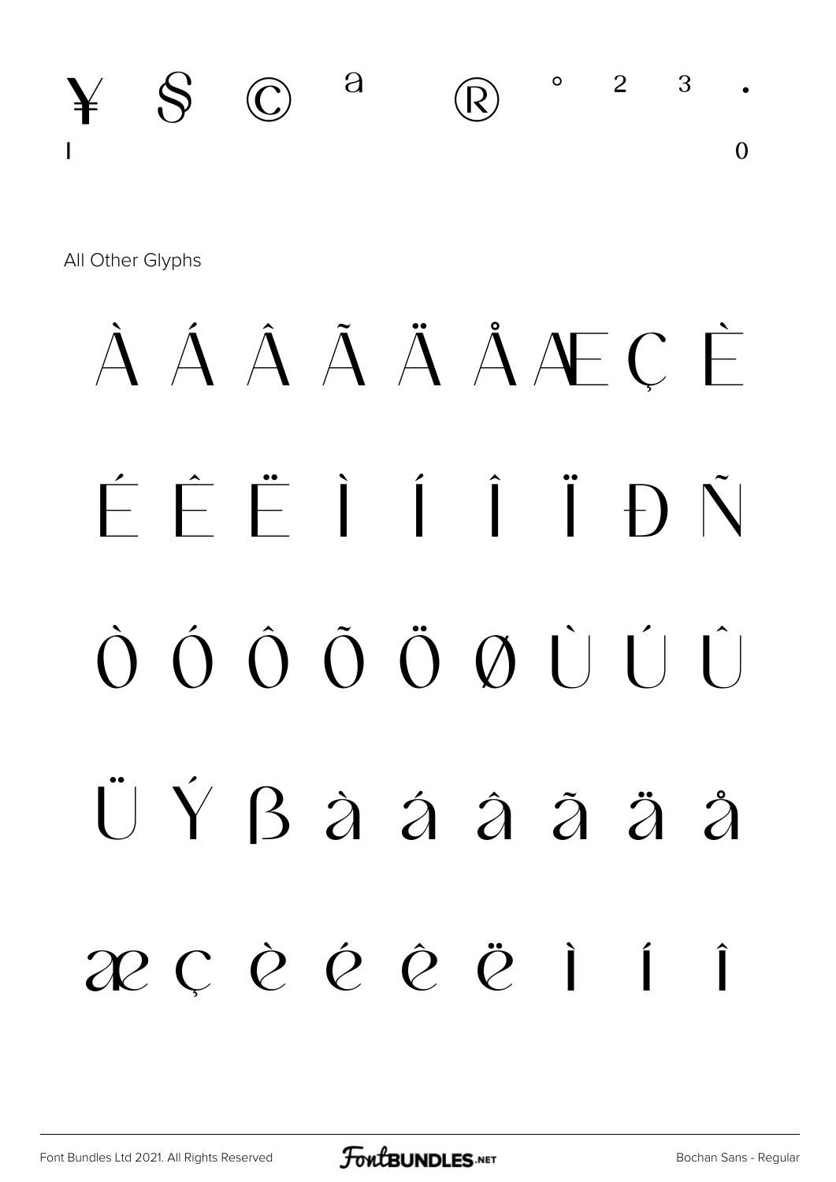¥ § © ª ® ° ² ³ ·

¹ º

All Other Glyphs

À Á Â Ã Ä Å Æ Ç È

É Ê Ë Ì Í Î Ï Ð Ñ

Ò Ó Ô Õ Ö Ø Ù Ú Û

Ü Ý ß à á â ã ä å

æ ç è é ê ë ì í î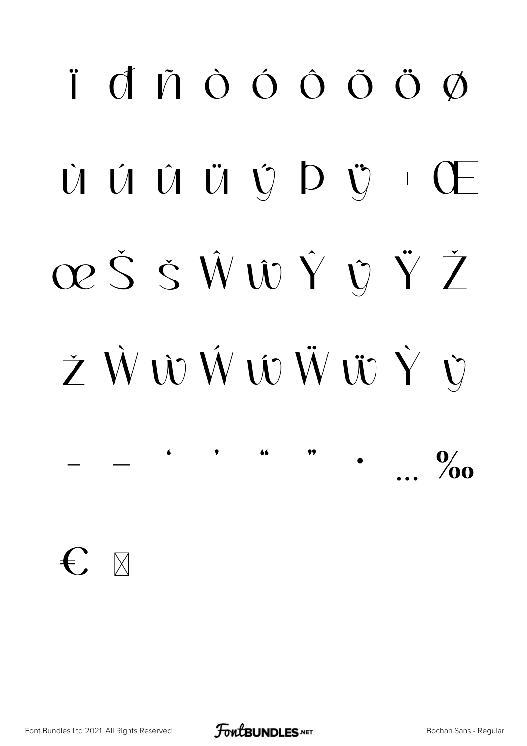ï đ ñ ò ó ô õ ö ø

ù ú û ü ý þ ÿ ı Œ

œ Š š Ŵ ŵ Ŷ ŷ Ÿ Ž

ž Ẁ ẁ Ẃ ẃ Ẅ ẅ Ỳ ỳ

– — ' ' " " • … ‰

€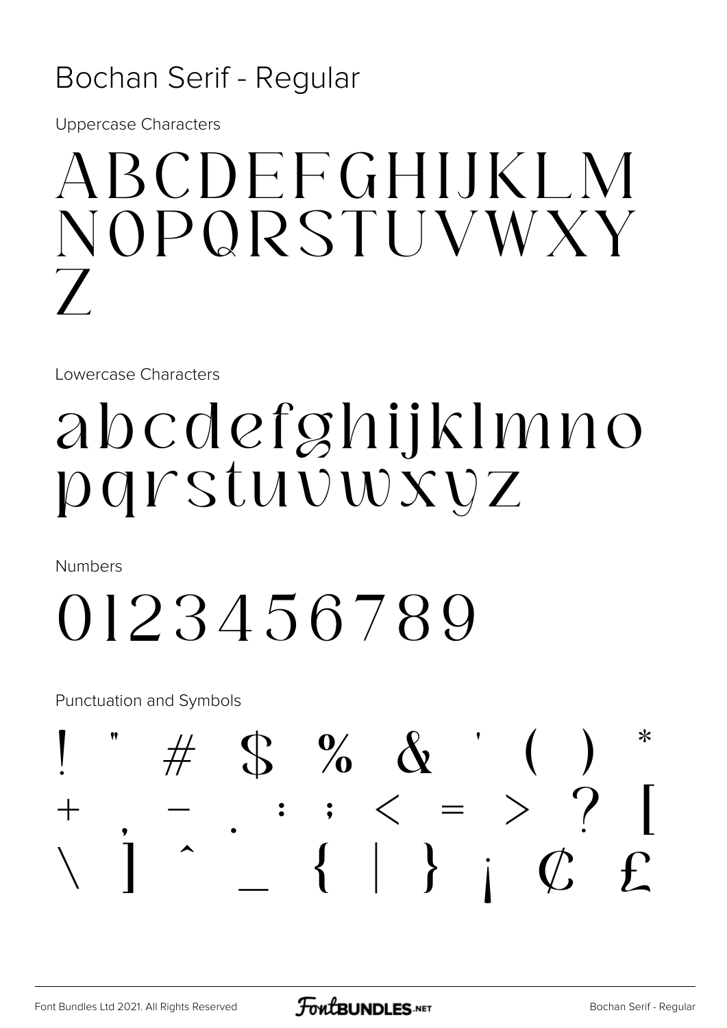# Bochan Serif - Regular

Uppercase Characters

ABCDEFGHIJKLM
NOPQRSTUVWXY
Z

Lowercase Characters

abcdefghijklmno
pqrstuvwxyz

Numbers

0123456789

Punctuation and Symbols

! " # $ % & ' ( ) *
+ , - . : ; < = > ? [
\ ] ^ _ { | } ¡ ¢ £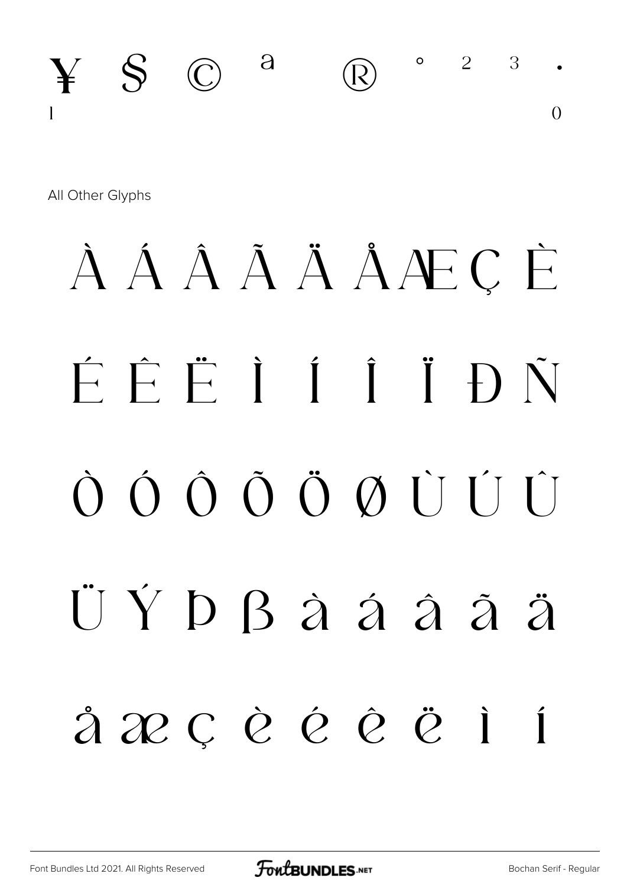¥ § © ª ® ° ² ³ ·

¹ º

All Other Glyphs

À Á Â Ã Ä Å Æ Ç È

É Ê Ë Ì Í Î Ï Ð Ñ

Ò Ó Ô Õ Ö Ø Ù Ú Û

Ü Ý Þ ß à á â ã ä

å æ ç è é ê ë ì í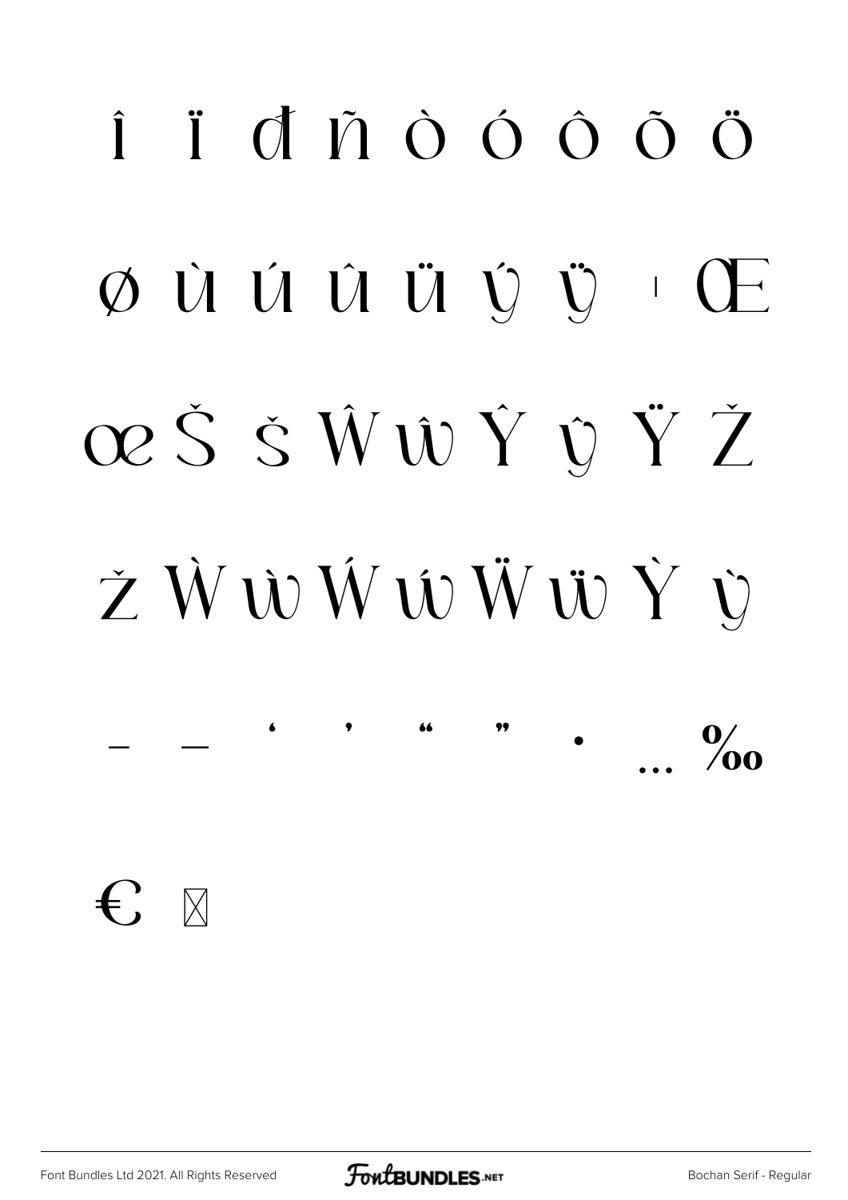î ï đ ñ ò ó ô õ ö

ø ù ú û ü ý ÿ ı Œ

œ Š š Ŵ ŵ Ŷ ŷ Ÿ Ž

ž Ẁ ẁ Ẃ ẃ Ẅ ẅ Ỳ ỳ

– — ‘ ’ “ ” • … ‰

€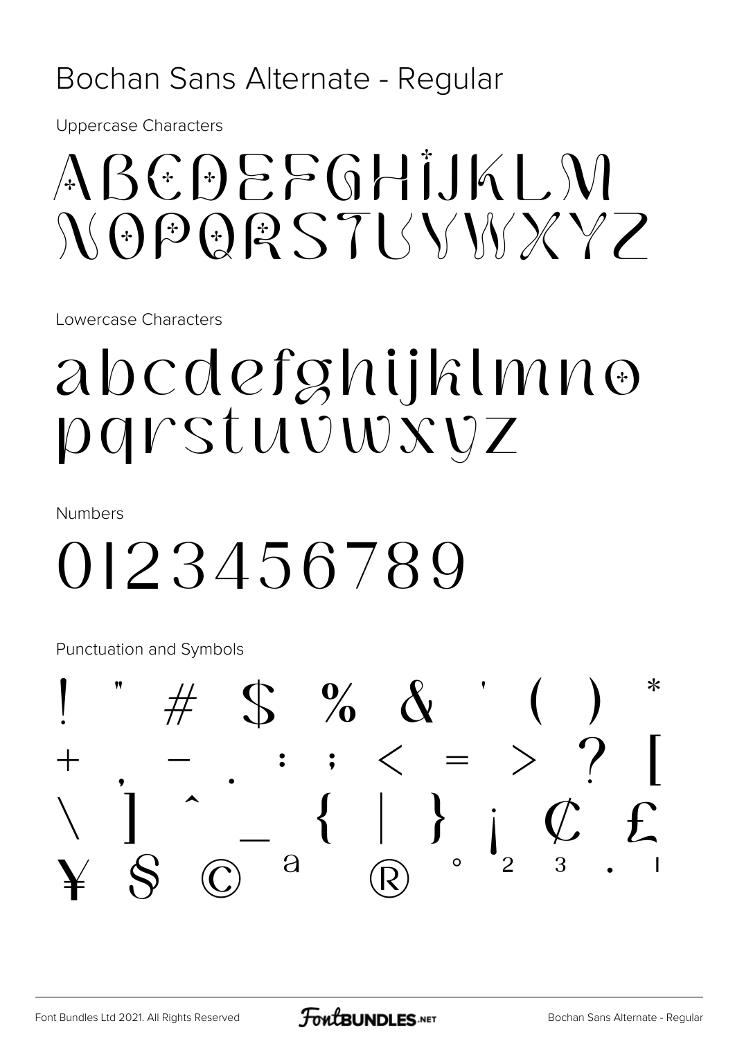# Bochan Sans Alternate - Regular

Uppercase Characters

ABCDEFGHIJKLM
NOPQRSTUVWXYZ

Lowercase Characters

abcdefghijklmno
pqrstuvwxyz

Numbers

0123456789

Punctuation and Symbols

! " # $ % & ' ( ) *
+ , - . : ; < = > ? [
\ ] ^ _ { | } ¡ ¢ £
¥ § © ª ® ° ² ³ · ¹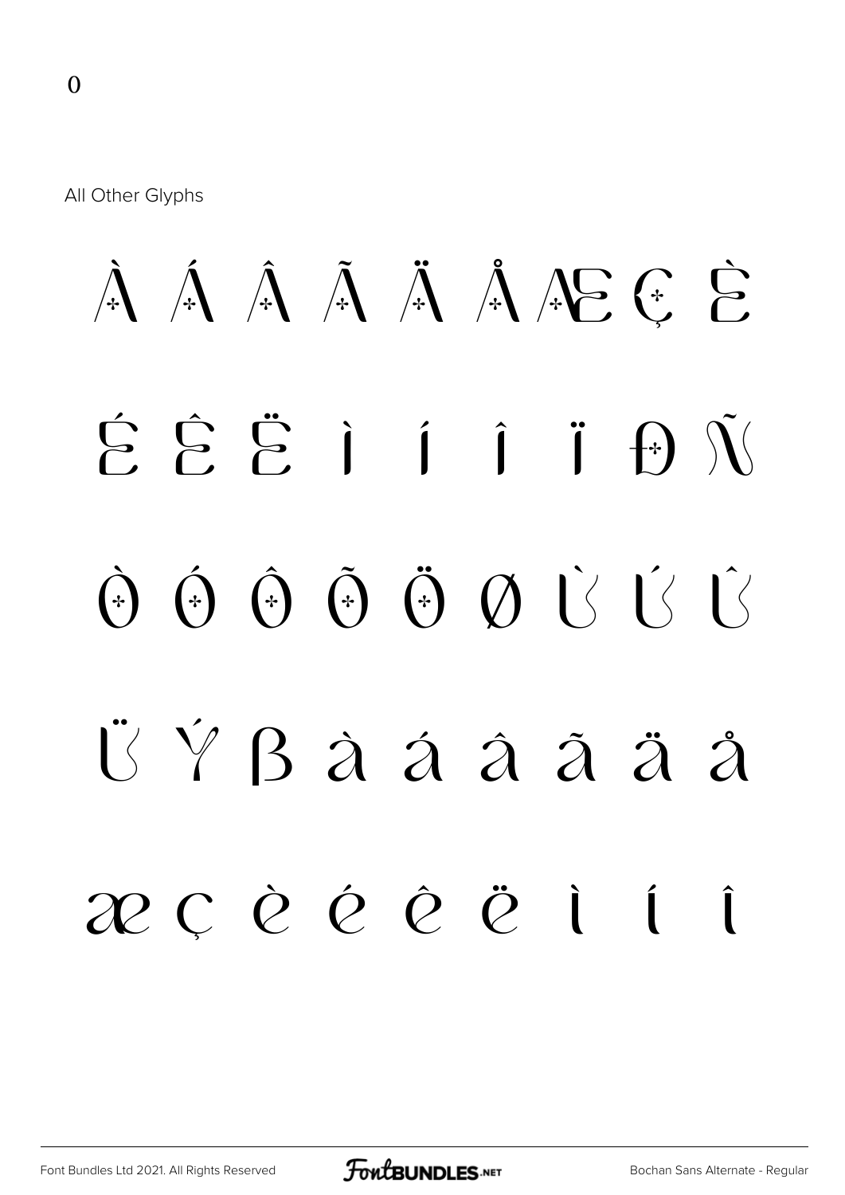0

All Other Glyphs

À Á Â Ã Ä Å Æ Ç È

É Ê Ë Ì Í Î Ï Ð Ñ

Ò Ó Ô Õ Ö Ø Ù Ú Û

Ü Ý ß à á â ã ä å

æ ç è é ê ë ì í î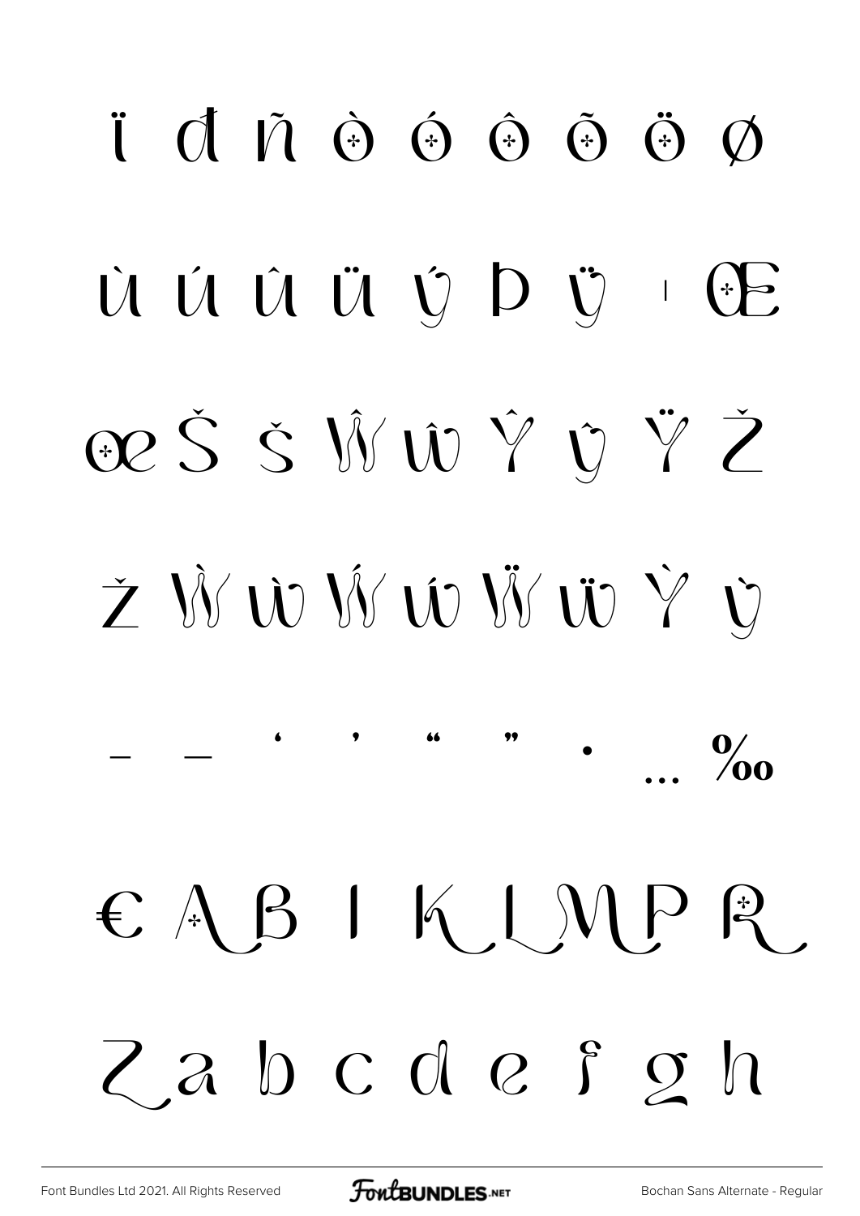ï đ ñ ò ó ô õ ö ø

ù ú û ü ý þ ÿ ı Œ

œ Š š Ŵ ŵ Ŷ ŷ Ÿ Ž

ž Ẁ ẁ Ẃ ẃ Ẅ ẅ Ỳ ỳ

– — ' ' " " • … ‰

€ A B I K L M P R

Z a b c d e f g h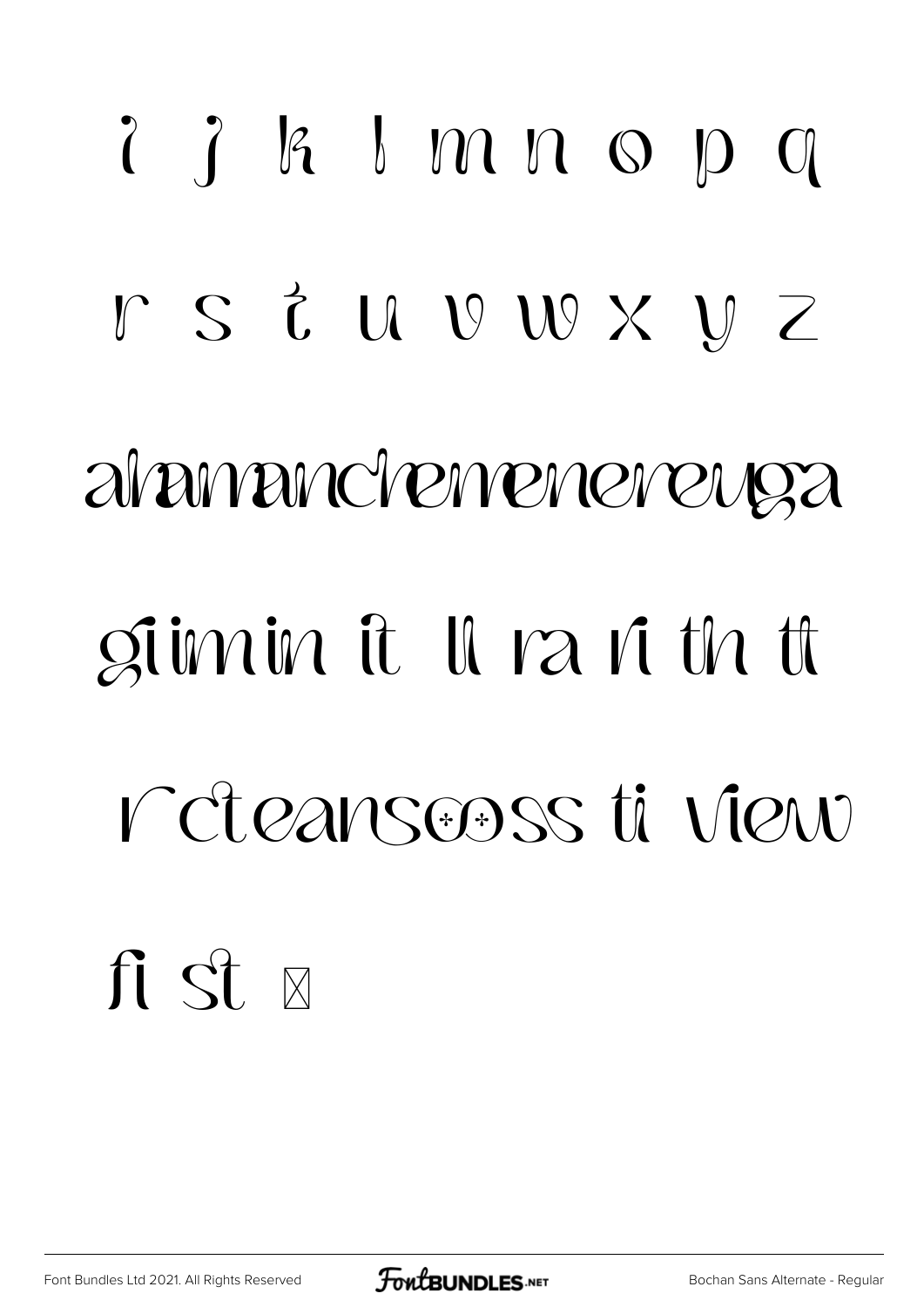i j k l m n o p q

r s t u v w x y z

alananancleneneneveuga

giimin it ll ra ri th tt

r cteansooss ti view

fi st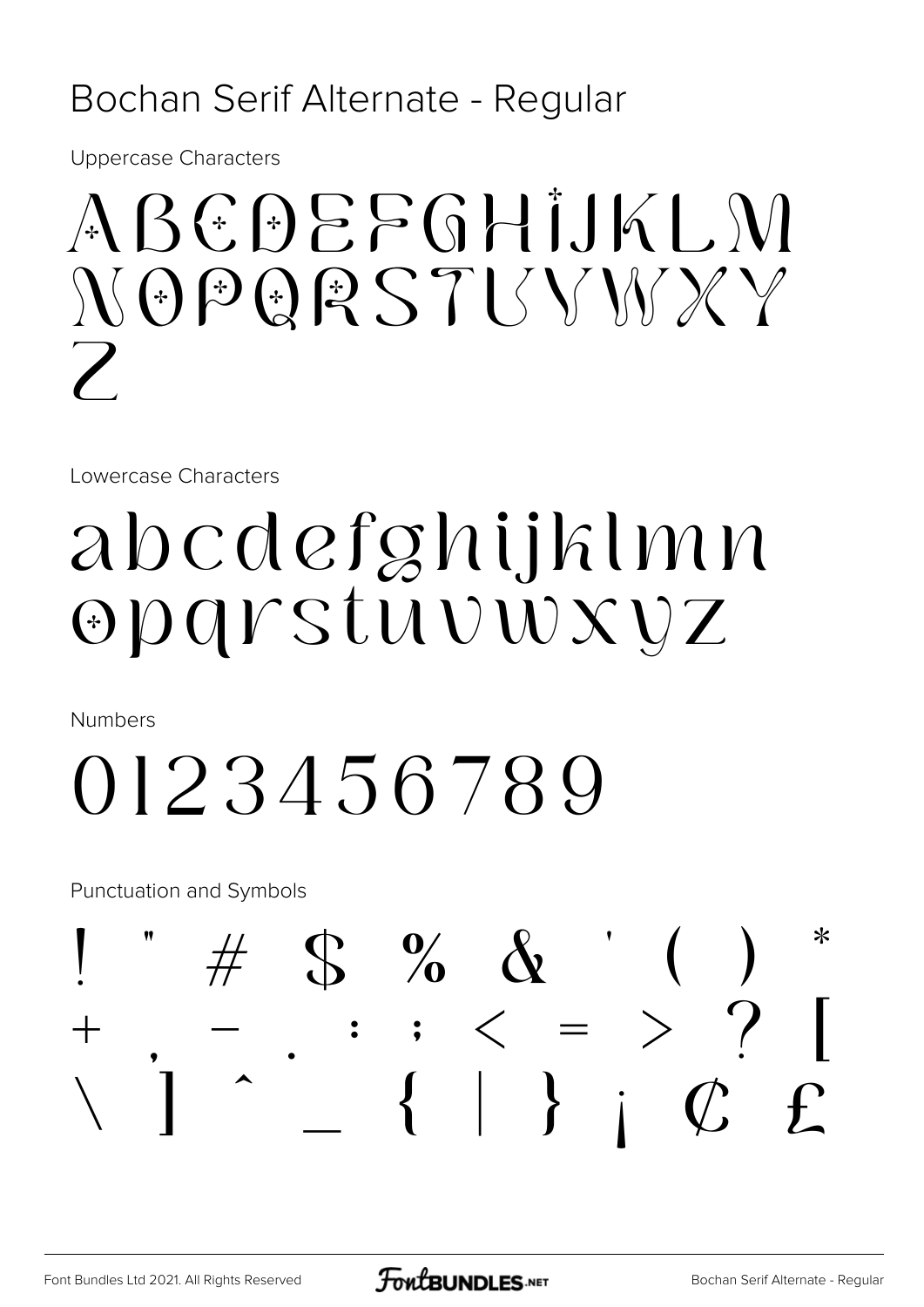# Bochan Serif Alternate - Regular

Uppercase Characters

ABCDEFGHIJKLM
NOPQRSTUVWXY
Z

Lowercase Characters

abcdefghijklmn
opqrstuvwxyz

Numbers

0123456789

Punctuation and Symbols

! " # $ % & ' ( ) *
+ , - . : ; < = > ? [
\ ] ^ _ { | } ¡ ¢ £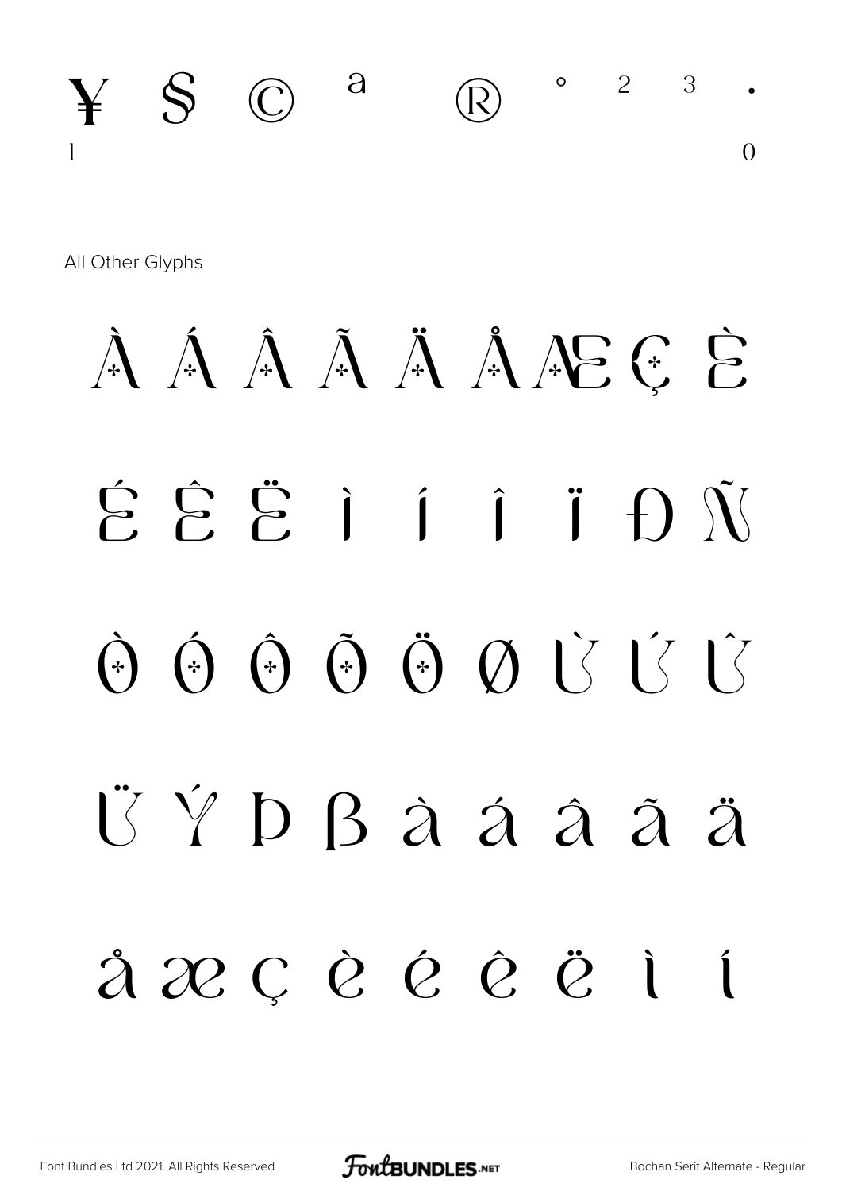¥ § © ª ® ° ² ³ · ¹ º

All Other Glyphs

À Á Â Ã Ä Å Æ Ç È

É Ê Ë Ì Í Î Ï Ð Ñ

Ò Ó Ô Õ Ö Ø Ù Ú Û

Ü Ý Þ ß à á â ã ä

å æ ç è é ê ë ì í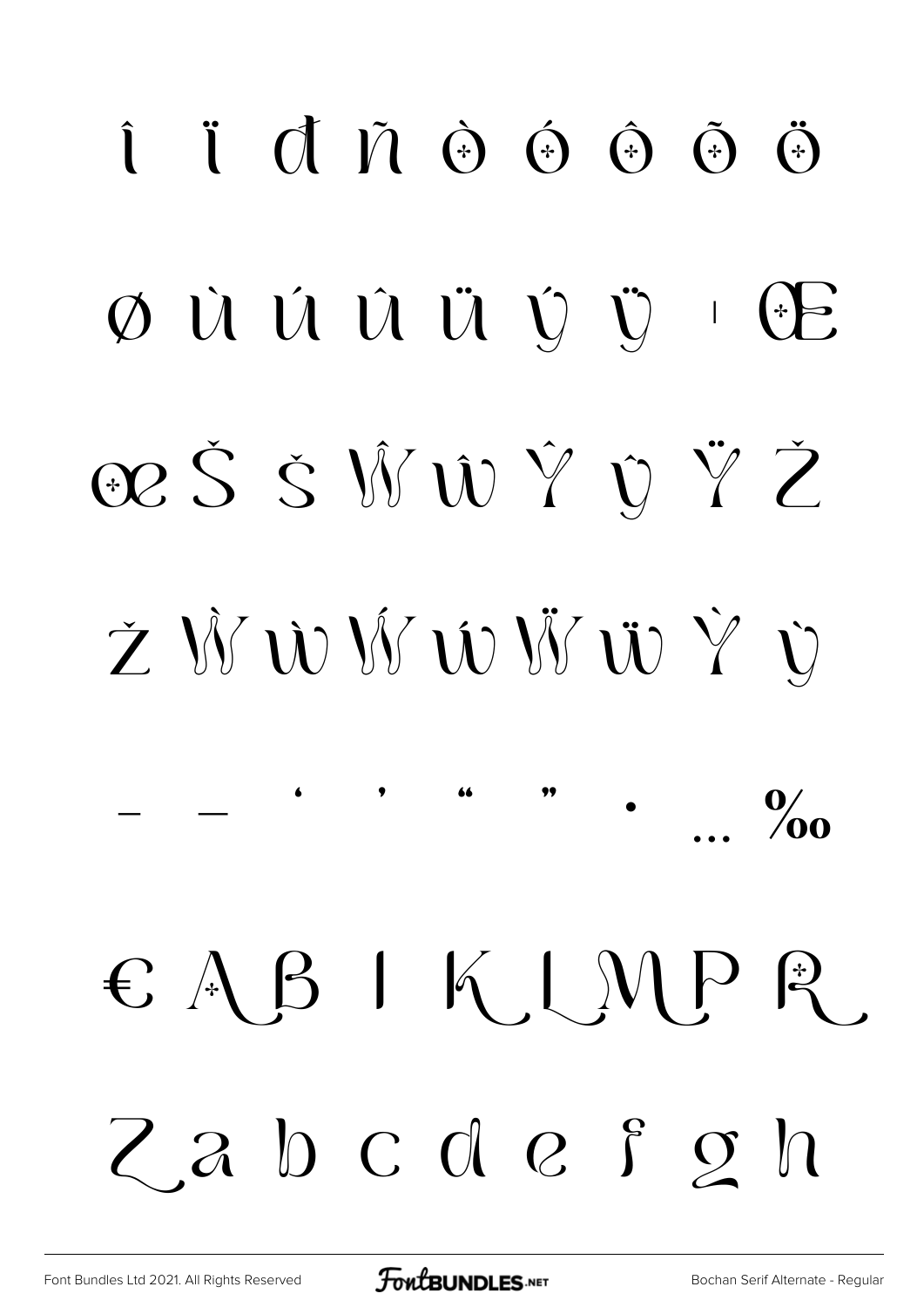î ï đ ñ ò ó ô õ ö

ø ù ú û ü ý ÿ ı Œ

œ Š š Ŵ ŵ Ŷ ŷ Ÿ Ž

ž Ẁ ẁ Ẃ ẃ Ẅ ẅ Ỳ ỳ

– — ‘ ’ “ ” • … ‰

€ A B I K L M P R

Z a b c d e f g h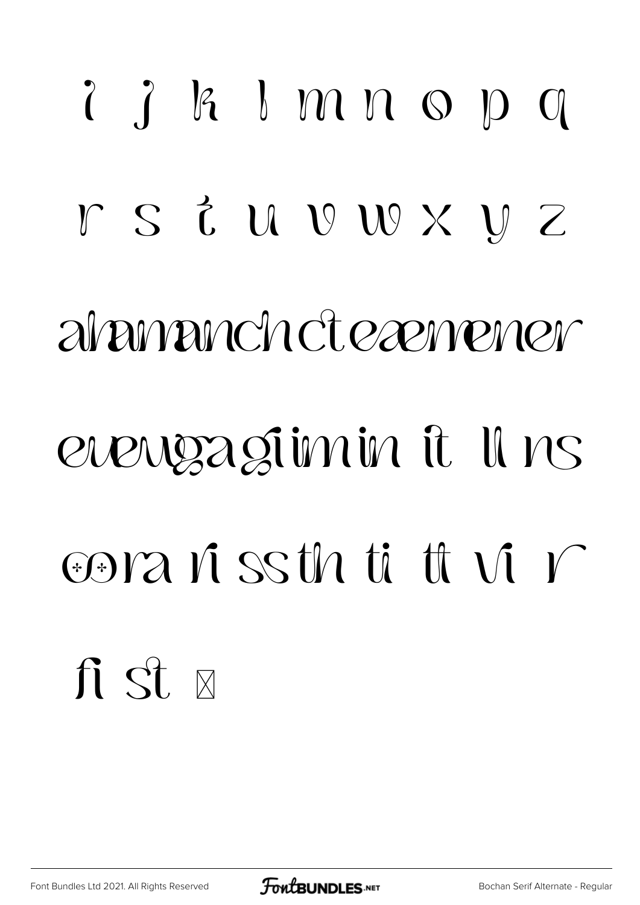i j k l m n o p q

r s t u v w x y z

alananancl ctea en en er

eu eu ga gi im in it ll ns

oo ra ri ss th ti tt vi r

fi st